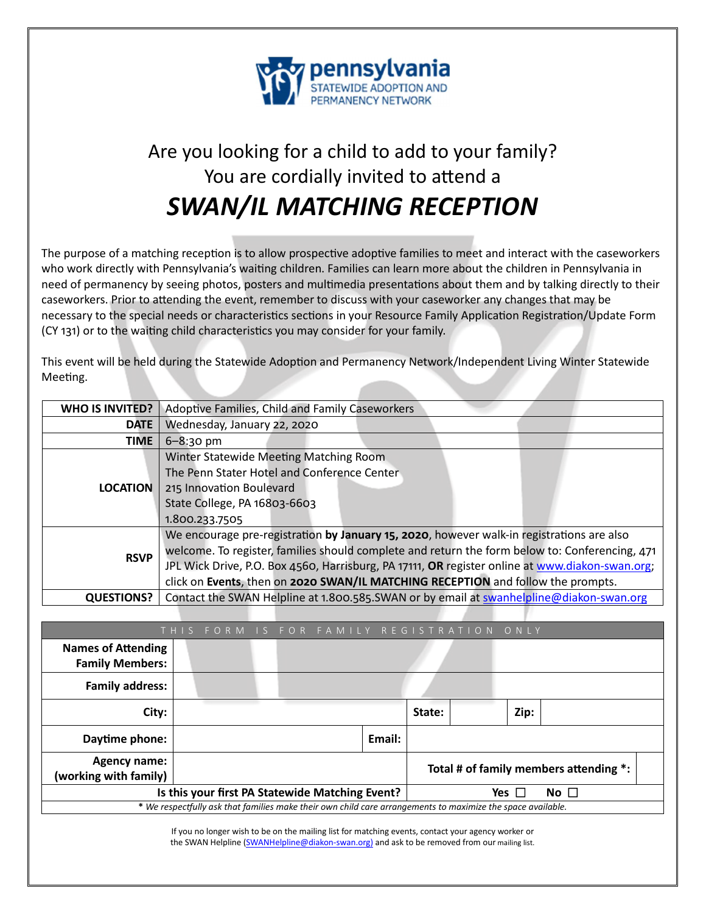pennsylvania
STATEWIDE ADOPTION AND
PERMANENCY NETWORK

Are you looking for a child to add to your family?
You are cordially invited to attend a

# *SWAN/IL MATCHING RECEPTION*

The purpose of a matching reception is to allow prospective adoptive families to meet and interact with the caseworkers who work directly with Pennsylvania's waiting children. Families can learn more about the children in Pennsylvania in need of permanency by seeing photos, posters and multimedia presentations about them and by talking directly to their caseworkers. Prior to attending the event, remember to discuss with your caseworker any changes that may be necessary to the special needs or characteristics sections in your Resource Family Application Registration/Update Form (CY 131) or to the waiting child characteristics you may consider for your family.

This event will be held during the Statewide Adoption and Permanency Network/Independent Living Winter Statewide Meeting.

| | |
|---|---|
| **WHO IS INVITED?** | Adoptive Families, Child and Family Caseworkers |
| **DATE** | Wednesday, January 22, 2020 |
| **TIME** | 6–8:30 pm |
| **LOCATION** | Winter Statewide Meeting Matching Room<br>The Penn Stater Hotel and Conference Center<br>215 Innovation Boulevard<br>State College, PA 16803-6603<br>1.800.233.7505 |
| **RSVP** | We encourage pre-registration **by January 15, 2020**, however walk-in registrations are also welcome. To register, families should complete and return the form below to: Conferencing, 471 JPL Wick Drive, P.O. Box 4560, Harrisburg, PA 17111, **OR** register online at www.diakon-swan.org; click on **Events**, then on **2020 SWAN/IL MATCHING RECEPTION** and follow the prompts. |
| **QUESTIONS?** | Contact the SWAN Helpline at 1.800.585.SWAN or by email at swanhelpline@diakon-swan.org |

| THIS FORM IS FOR FAMILY REGISTRATION ONLY | | | | | |
|---|---|---|---|---|---|
| **Names of Attending Family Members:** | | | | | |
| **Family address:** | | | | | |
| **City:** | | **State:** | | **Zip:** | |
| **Daytime phone:** | | **Email:** | | | |
| **Agency name: (working with family)** | | **Total # of family members attending \*:** | | | |
| **Is this your first PA Statewide Matching Event?** | | **Yes ☐ No ☐** | | | |

*\* We respectfully ask that families make their own child care arrangements to maximize the space available.*

If you no longer wish to be on the mailing list for matching events, contact your agency worker or the SWAN Helpline (SWANHelpline@diakon-swan.org) and ask to be removed from our mailing list.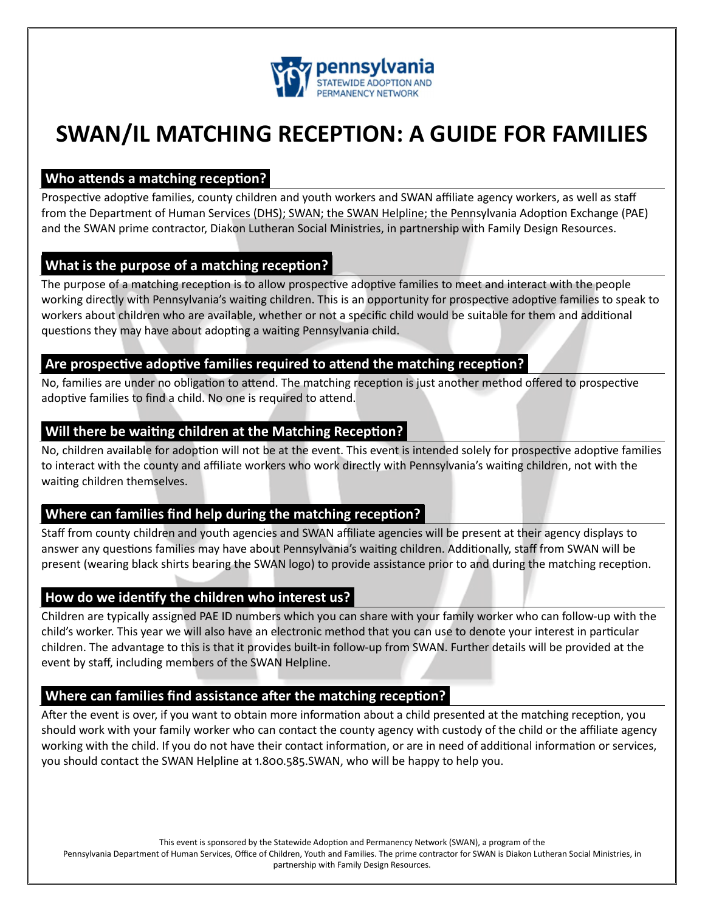pennsylvania
STATEWIDE ADOPTION AND PERMANENCY NETWORK

# SWAN/IL MATCHING RECEPTION: A GUIDE FOR FAMILIES

## Who attends a matching reception?

Prospective adoptive families, county children and youth workers and SWAN affiliate agency workers, as well as staff from the Department of Human Services (DHS); SWAN; the SWAN Helpline; the Pennsylvania Adoption Exchange (PAE) and the SWAN prime contractor, Diakon Lutheran Social Ministries, in partnership with Family Design Resources.

## What is the purpose of a matching reception?

The purpose of a matching reception is to allow prospective adoptive families to meet and interact with the people working directly with Pennsylvania's waiting children. This is an opportunity for prospective adoptive families to speak to workers about children who are available, whether or not a specific child would be suitable for them and additional questions they may have about adopting a waiting Pennsylvania child.

## Are prospective adoptive families required to attend the matching reception?

No, families are under no obligation to attend. The matching reception is just another method offered to prospective adoptive families to find a child. No one is required to attend.

## Will there be waiting children at the Matching Reception?

No, children available for adoption will not be at the event. This event is intended solely for prospective adoptive families to interact with the county and affiliate workers who work directly with Pennsylvania's waiting children, not with the waiting children themselves.

## Where can families find help during the matching reception?

Staff from county children and youth agencies and SWAN affiliate agencies will be present at their agency displays to answer any questions families may have about Pennsylvania's waiting children. Additionally, staff from SWAN will be present (wearing black shirts bearing the SWAN logo) to provide assistance prior to and during the matching reception.

## How do we identify the children who interest us?

Children are typically assigned PAE ID numbers which you can share with your family worker who can follow-up with the child's worker. This year we will also have an electronic method that you can use to denote your interest in particular children. The advantage to this is that it provides built-in follow-up from SWAN. Further details will be provided at the event by staff, including members of the SWAN Helpline.

## Where can families find assistance after the matching reception?

After the event is over, if you want to obtain more information about a child presented at the matching reception, you should work with your family worker who can contact the county agency with custody of the child or the affiliate agency working with the child. If you do not have their contact information, or are in need of additional information or services, you should contact the SWAN Helpline at 1.800.585.SWAN, who will be happy to help you.

This event is sponsored by the Statewide Adoption and Permanency Network (SWAN), a program of the Pennsylvania Department of Human Services, Office of Children, Youth and Families. The prime contractor for SWAN is Diakon Lutheran Social Ministries, in partnership with Family Design Resources.